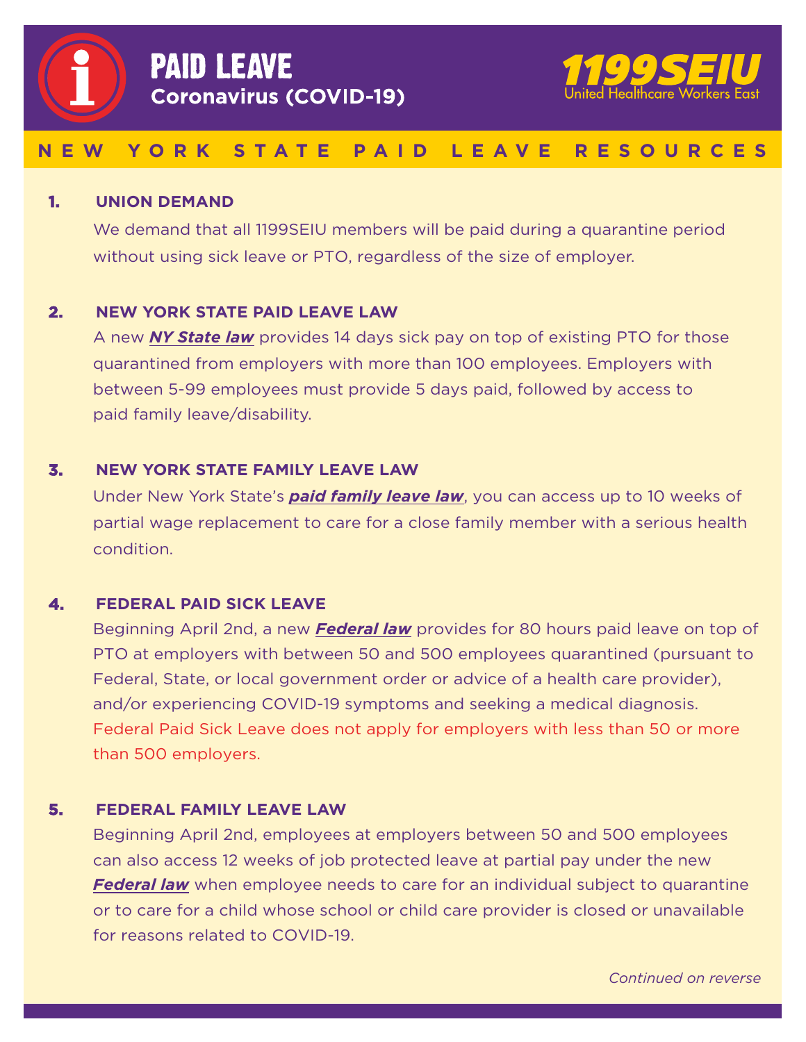# PAID LEAVE

**Coronavirus (COVID-19)**

1199SEIU
United Healthcare Workers East

## NEW YORK STATE PAID LEAVE RESOURCES

1. **UNION DEMAND**

   We demand that all 1199SEIU members will be paid during a quarantine period without using sick leave or PTO, regardless of the size of employer.

2. **NEW YORK STATE PAID LEAVE LAW**

   A new ***NY State law*** provides 14 days sick pay on top of existing PTO for those quarantined from employers with more than 100 employees. Employers with between 5-99 employees must provide 5 days paid, followed by access to paid family leave/disability.

3. **NEW YORK STATE FAMILY LEAVE LAW**

   Under New York State's ***paid family leave law***, you can access up to 10 weeks of partial wage replacement to care for a close family member with a serious health condition.

4. **FEDERAL PAID SICK LEAVE**

   Beginning April 2nd, a new ***Federal law*** provides for 80 hours paid leave on top of PTO at employers with between 50 and 500 employees quarantined (pursuant to Federal, State, or local government order or advice of a health care provider), and/or experiencing COVID-19 symptoms and seeking a medical diagnosis. Federal Paid Sick Leave does not apply for employers with less than 50 or more than 500 employers.

5. **FEDERAL FAMILY LEAVE LAW**

   Beginning April 2nd, employees at employers between 50 and 500 employees can also access 12 weeks of job protected leave at partial pay under the new ***Federal law*** when employee needs to care for an individual subject to quarantine or to care for a child whose school or child care provider is closed or unavailable for reasons related to COVID-19.

*Continued on reverse*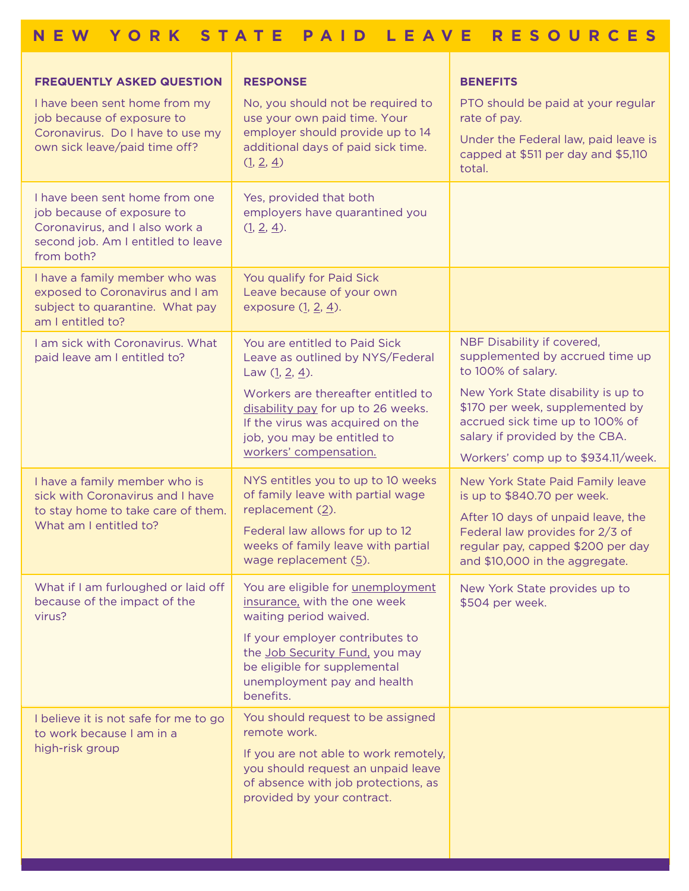# NEW YORK STATE PAID LEAVE RESOURCES

| FREQUENTLY ASKED QUESTION | RESPONSE | BENEFITS |
|---|---|---|
| I have been sent home from my job because of exposure to Coronavirus. Do I have to use my own sick leave/paid time off? | No, you should not be required to use your own paid time. Your employer should provide up to 14 additional days of paid sick time. (1, 2, 4) | PTO should be paid at your regular rate of pay. Under the Federal law, paid leave is capped at $511 per day and $5,110 total. |
| I have been sent home from one job because of exposure to Coronavirus, and I also work a second job. Am I entitled to leave from both? | Yes, provided that both employers have quarantined you (1, 2, 4). | |
| I have a family member who was exposed to Coronavirus and I am subject to quarantine. What pay am I entitled to? | You qualify for Paid Sick Leave because of your own exposure (1, 2, 4). | |
| I am sick with Coronavirus. What paid leave am I entitled to? | You are entitled to Paid Sick Leave as outlined by NYS/Federal Law (1, 2, 4). Workers are thereafter entitled to disability pay for up to 26 weeks. If the virus was acquired on the job, you may be entitled to workers' compensation. | NBF Disability if covered, supplemented by accrued time up to 100% of salary. New York State disability is up to $170 per week, supplemented by accrued sick time up to 100% of salary if provided by the CBA. Workers' comp up to $934.11/week. |
| I have a family member who is sick with Coronavirus and I have to stay home to take care of them. What am I entitled to? | NYS entitles you to up to 10 weeks of family leave with partial wage replacement (2). Federal law allows for up to 12 weeks of family leave with partial wage replacement (5). | New York State Paid Family leave is up to $840.70 per week. After 10 days of unpaid leave, the Federal law provides for 2/3 of regular pay, capped $200 per day and $10,000 in the aggregate. |
| What if I am furloughed or laid off because of the impact of the virus? | You are eligible for unemployment insurance, with the one week waiting period waived. If your employer contributes to the Job Security Fund, you may be eligible for supplemental unemployment pay and health benefits. | New York State provides up to $504 per week. |
| I believe it is not safe for me to go to work because I am in a high-risk group | You should request to be assigned remote work. If you are not able to work remotely, you should request an unpaid leave of absence with job protections, as provided by your contract. | |